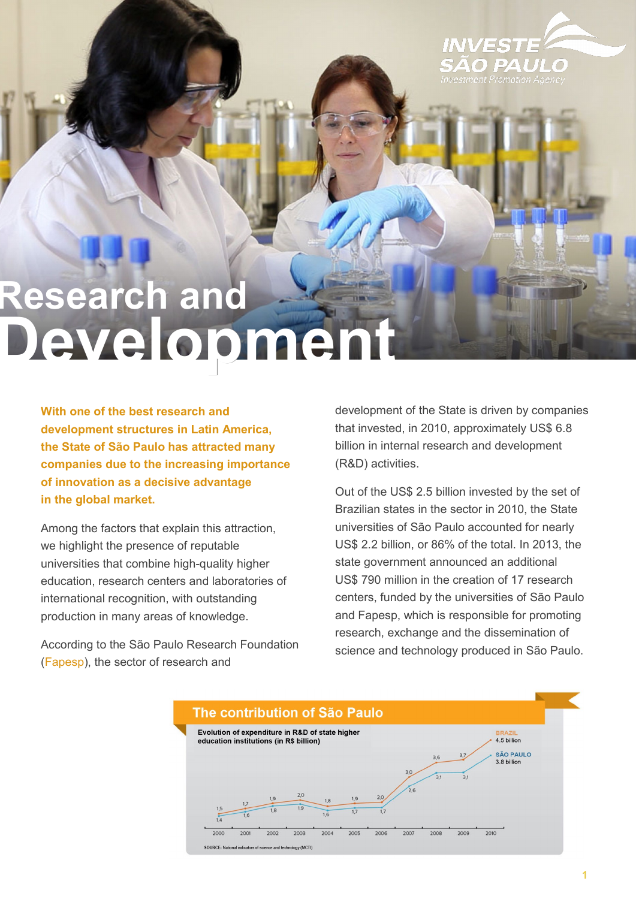# Research and Development

**With one of the best research and development structures in Latin America, the State of São Paulo has attracted many companies due to the increasing importance of innovation as a decisive advantage in the global market.**

Among the factors that explain this attraction, we highlight the presence of reputable universities that combine high-quality higher education, research centers and laboratories of international recognition, with outstanding production in many areas of knowledge.

According to the São Paulo Research Foundation (Fapesp), the sector of research and development of the State is driven by companies that invested, in 2010, approximately US$ 6.8 billion in internal research and development (R&D) activities.

Out of the US$ 2.5 billion invested by the set of Brazilian states in the sector in 2010, the State universities of São Paulo accounted for nearly US$ 2.2 billion, or 86% of the total. In 2013, the state government announced an additional US$ 790 million in the creation of 17 research centers, funded by the universities of São Paulo and Fapesp, which is responsible for promoting research, exchange and the dissemination of science and technology produced in São Paulo.

## The contribution of São Paulo

Evolution of expenditure in R&D of state higher education institutions (in R$ billion)

| Year | Brazil | São Paulo |
|---|---|---|
| 2000 | 1,5 | 1,4 |
| 2001 | 1,7 | 1,6 |
| 2002 | 1,9 | 1,8 |
| 2003 | 2,0 | 1,9 |
| 2004 | 1,8 | 1,6 |
| 2005 | 1,9 | 1,7 |
| 2006 | 2,0 | 1,7 |
| 2007 | 3,0 | 2,6 |
| 2008 | 3,6 | 3,1 |
| 2009 | 3,7 | 3,1 |
| 2010 | 4.5 billion | 3.8 billion |

SOURCE: National indicators of science and technology (MCTI)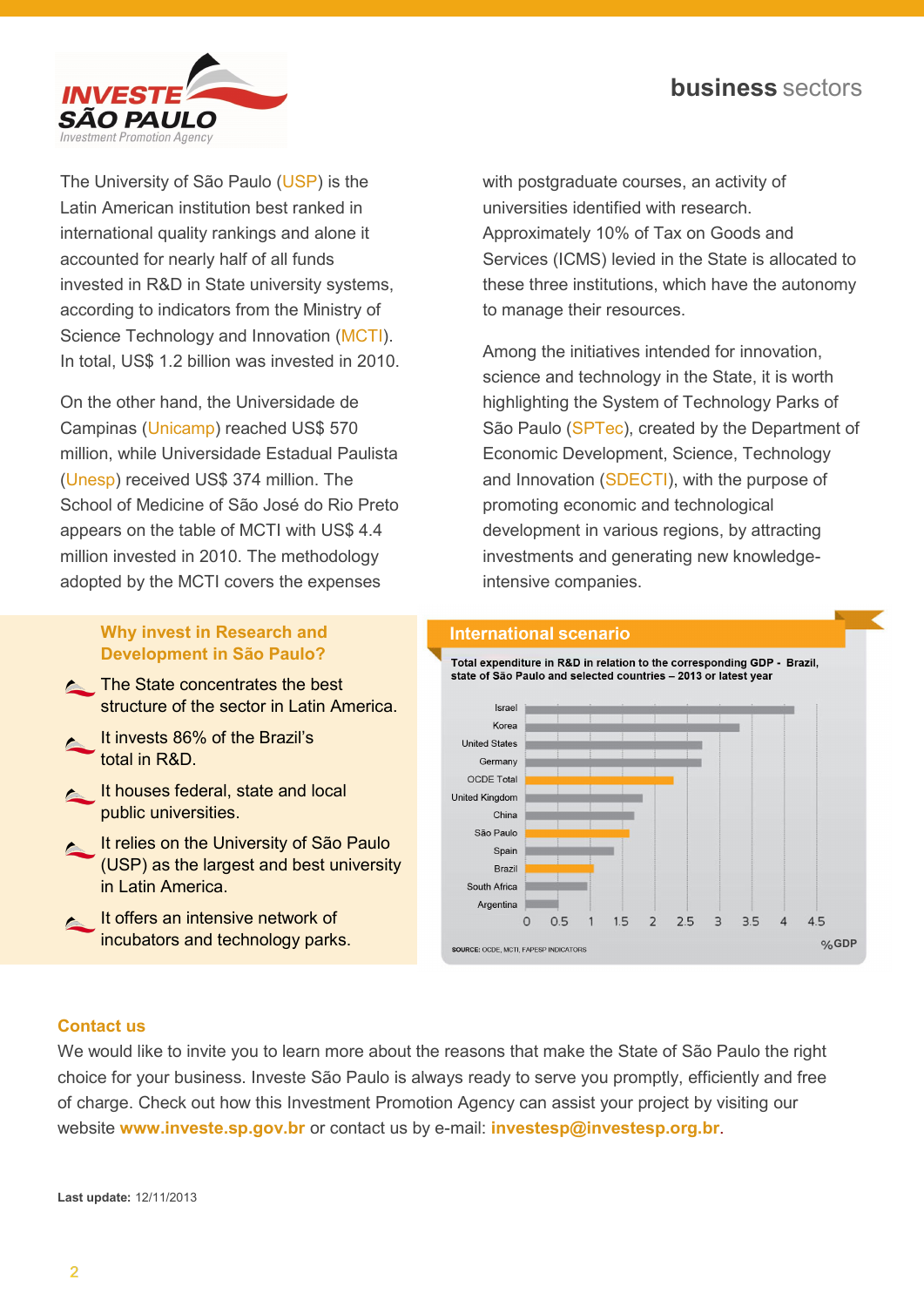The University of São Paulo (USP) is the Latin American institution best ranked in international quality rankings and alone it accounted for nearly half of all funds invested in R&D in State university systems, according to indicators from the Ministry of Science Technology and Innovation (MCTI). In total, US$ 1.2 billion was invested in 2010.

On the other hand, the Universidade de Campinas (Unicamp) reached US$ 570 million, while Universidade Estadual Paulista (Unesp) received US$ 374 million. The School of Medicine of São José do Rio Preto appears on the table of MCTI with US$ 4.4 million invested in 2010. The methodology adopted by the MCTI covers the expenses with postgraduate courses, an activity of universities identified with research. Approximately 10% of Tax on Goods and Services (ICMS) levied in the State is allocated to these three institutions, which have the autonomy to manage their resources.

Among the initiatives intended for innovation, science and technology in the State, it is worth highlighting the System of Technology Parks of São Paulo (SPTec), created by the Department of Economic Development, Science, Technology and Innovation (SDECTI), with the purpose of promoting economic and technological development in various regions, by attracting investments and generating new knowledge-intensive companies.

## Why invest in Research and Development in São Paulo?

- The State concentrates the best structure of the sector in Latin America.
- It invests 86% of the Brazil's total in R&D.
- It houses federal, state and local public universities.
- It relies on the University of São Paulo (USP) as the largest and best university in Latin America.
- It offers an intensive network of incubators and technology parks.

## International scenario

**Total expenditure in R&D in relation to the corresponding GDP - Brazil, state of São Paulo and selected countries – 2013 or latest year**

Israel
Korea
United States
Germany
OCDE Total
United Kingdom
China
São Paulo
Spain
Brazil
South Africa
Argentina

0 0.5 1 1.5 2 2.5 3 3.5 4 4.5

%GDP

SOURCE: OCDE, MCTI, FAPESP INDICATORS

## Contact us

We would like to invite you to learn more about the reasons that make the State of São Paulo the right choice for your business. Investe São Paulo is always ready to serve you promptly, efficiently and free of charge. Check out how this Investment Promotion Agency can assist your project by visiting our website **www.investe.sp.gov.br** or contact us by e-mail: **investesp@investesp.org.br**.

**Last update:** 12/11/2013